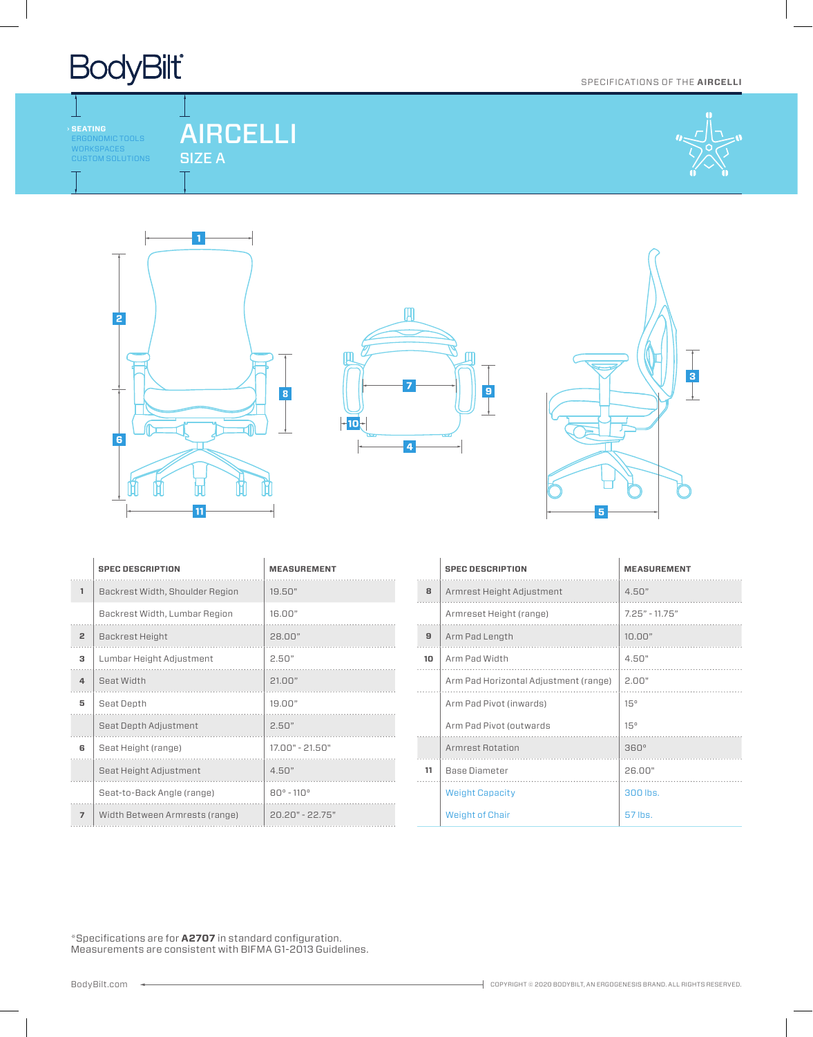# BodyBilt

SPECIFICATIONS OF THE **AIRCELLI**

› SEATING
ERGONOMIC TOOLS
WORKSPACES
CUSTOM SOLUTIONS

## AIRCELLI

### SIZE A

| | SPEC DESCRIPTION | MEASUREMENT |
|---|---|---|
| 1 | Backrest Width, Shoulder Region | 19.50" |
| | Backrest Width, Lumbar Region | 16.00" |
| 2 | Backrest Height | 28.00" |
| 3 | Lumbar Height Adjustment | 2.50" |
| 4 | Seat Width | 21.00" |
| 5 | Seat Depth | 19.00" |
| | Seat Depth Adjustment | 2.50" |
| 6 | Seat Height (range) | 17.00" - 21.50" |
| | Seat Height Adjustment | 4.50" |
| | Seat-to-Back Angle (range) | 80° - 110° |
| 7 | Width Between Armrests (range) | 20.20" - 22.75" |

| | SPEC DESCRIPTION | MEASUREMENT |
|---|---|---|
| 8 | Armrest Height Adjustment | 4.50" |
| | Armreset Height (range) | 7.25" - 11.75" |
| 9 | Arm Pad Length | 10.00" |
| 10 | Arm Pad Width | 4.50" |
| | Arm Pad Horizontal Adjustment (range) | 2.00" |
| | Arm Pad Pivot (inwards) | 15° |
| | Arm Pad Pivot (outwards | 15° |
| | Armrest Rotation | 360° |
| 11 | Base Diameter | 26.00" |
| | Weight Capacity | 300 lbs. |
| | Weight of Chair | 57 lbs. |

*Specifications are for **A2707** in standard configuration.
Measurements are consistent with BIFMA G1-2013 Guidelines.

BodyBilt.com

COPYRIGHT © 2020 BODYBILT, AN ERGOGENESIS BRAND. ALL RIGHTS RESERVED.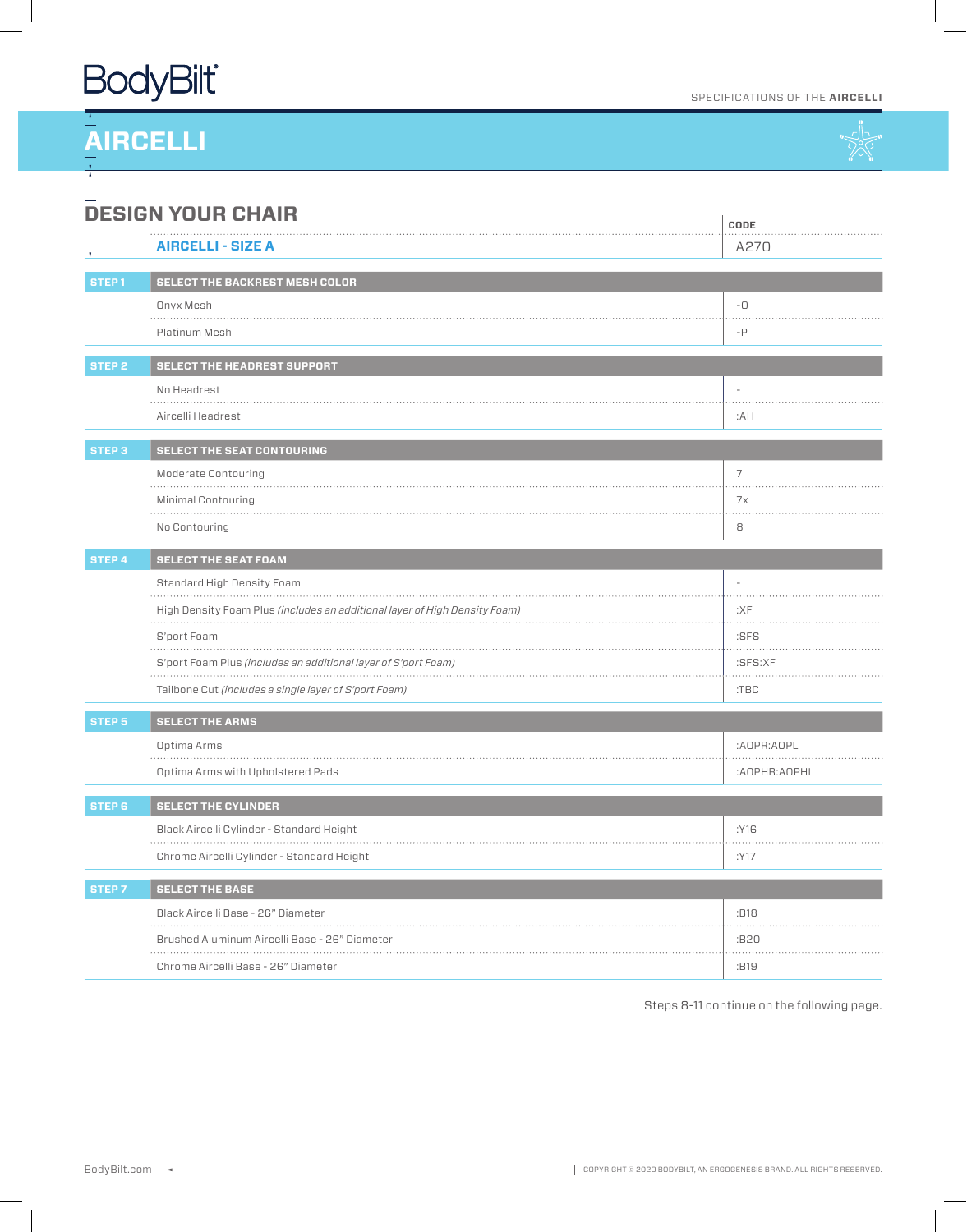# AIRCELLI

## DESIGN YOUR CHAIR

| | | CODE |
|---|---|---|
| | **AIRCELLI - SIZE A** | A270 |
| **STEP 1** | **SELECT THE BACKREST MESH COLOR** | |
| | Onyx Mesh | -O |
| | Platinum Mesh | -P |
| **STEP 2** | **SELECT THE HEADREST SUPPORT** | |
| | No Headrest | - |
| | Aircelli Headrest | :AH |
| **STEP 3** | **SELECT THE SEAT CONTOURING** | |
| | Moderate Contouring | 7 |
| | Minimal Contouring | 7x |
| | No Contouring | 8 |
| **STEP 4** | **SELECT THE SEAT FOAM** | |
| | Standard High Density Foam | - |
| | High Density Foam Plus *(includes an additional layer of High Density Foam)* | :XF |
| | S'port Foam | :SFS |
| | S'port Foam Plus *(includes an additional layer of S'port Foam)* | :SFS:XF |
| | Tailbone Cut *(includes a single layer of S'port Foam)* | :TBC |
| **STEP 5** | **SELECT THE ARMS** | |
| | Optima Arms | :AOPR:AOPL |
| | Optima Arms with Upholstered Pads | :AOPHR:AOPHL |
| **STEP 6** | **SELECT THE CYLINDER** | |
| | Black Aircelli Cylinder - Standard Height | :Y16 |
| | Chrome Aircelli Cylinder - Standard Height | :Y17 |
| **STEP 7** | **SELECT THE BASE** | |
| | Black Aircelli Base - 26" Diameter | :B18 |
| | Brushed Aluminum Aircelli Base - 26" Diameter | :B20 |
| | Chrome Aircelli Base - 26" Diameter | :B19 |

Steps 8-11 continue on the following page.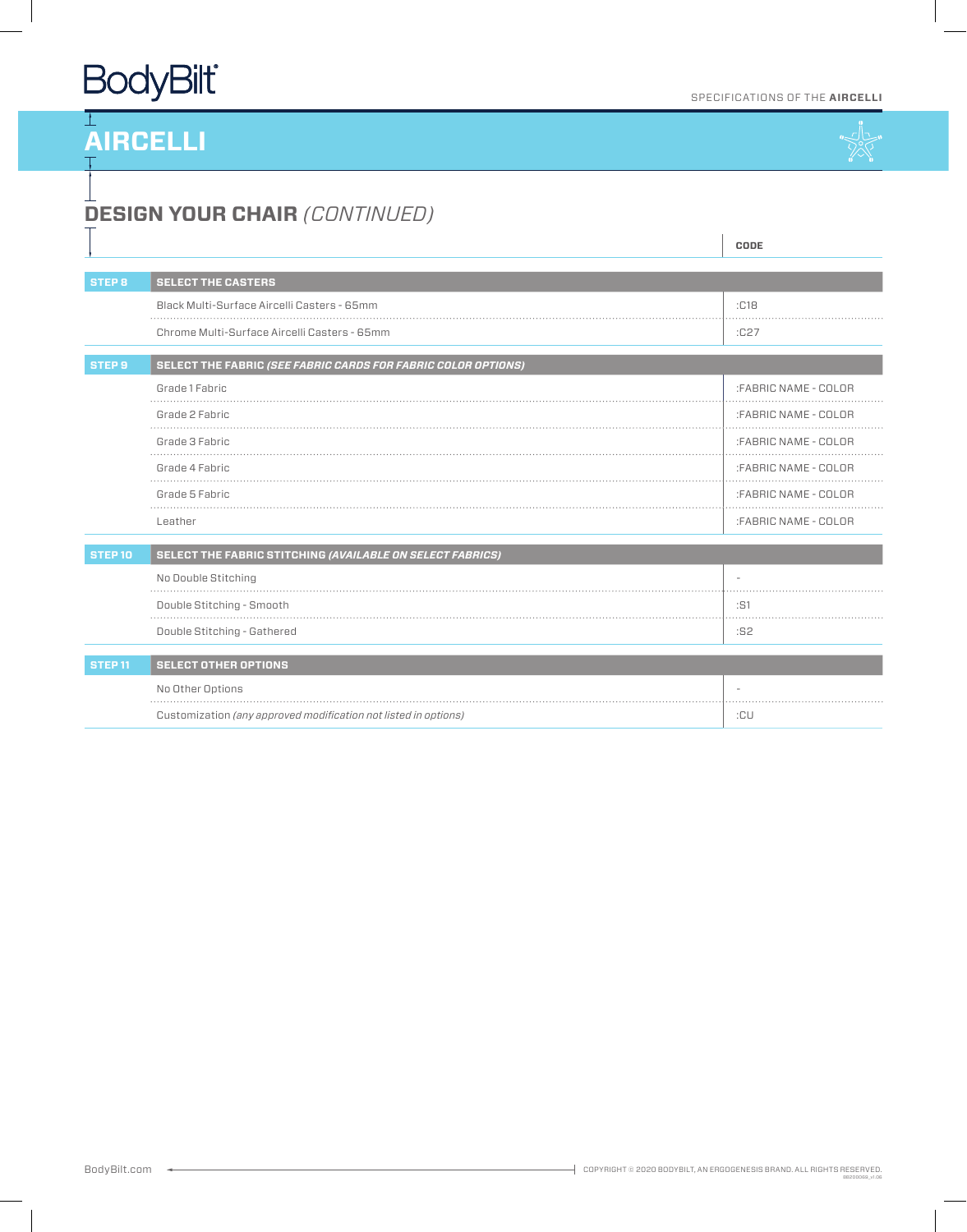# AIRCELLI

## DESIGN YOUR CHAIR *(CONTINUED)*

| | | CODE |
|---|---|---|
| **STEP 8** | **SELECT THE CASTERS** | |
| | Black Multi-Surface Aircelli Casters - 65mm | :C18 |
| | Chrome Multi-Surface Aircelli Casters - 65mm | :C27 |
| **STEP 9** | **SELECT THE FABRIC** ***(SEE FABRIC CARDS FOR FABRIC COLOR OPTIONS)*** | |
| | Grade 1 Fabric | :FABRIC NAME - COLOR |
| | Grade 2 Fabric | :FABRIC NAME - COLOR |
| | Grade 3 Fabric | :FABRIC NAME - COLOR |
| | Grade 4 Fabric | :FABRIC NAME - COLOR |
| | Grade 5 Fabric | :FABRIC NAME - COLOR |
| | Leather | :FABRIC NAME - COLOR |
| **STEP 10** | **SELECT THE FABRIC STITCHING** ***(AVAILABLE ON SELECT FABRICS)*** | |
| | No Double Stitching | - |
| | Double Stitching - Smooth | :S1 |
| | Double Stitching - Gathered | :S2 |
| **STEP 11** | **SELECT OTHER OPTIONS** | |
| | No Other Options | - |
| | Customization *(any approved modification not listed in options)* | :CU |